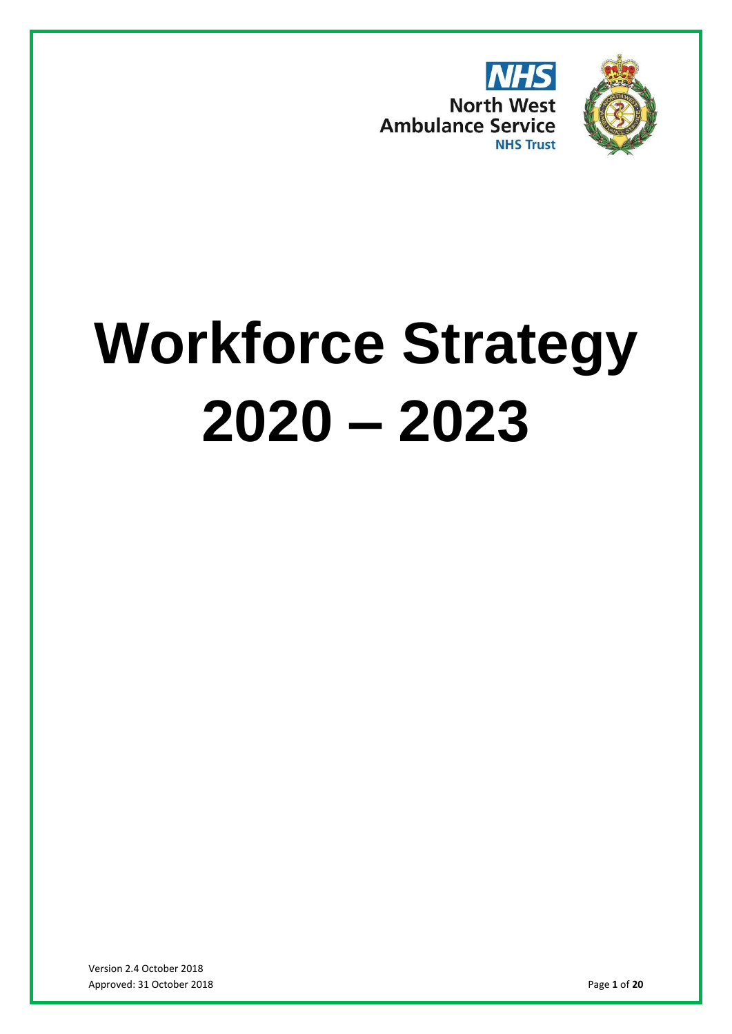NHS
North West Ambulance Service
NHS Trust

# Workforce Strategy 2020 – 2023

Version 2.4 October 2018
Approved: 31 October 2018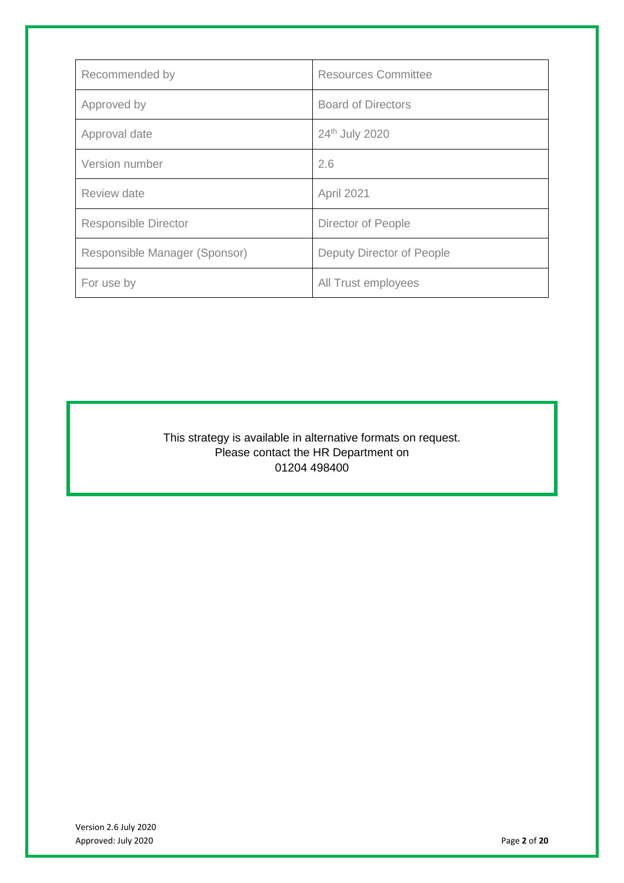| Recommended by | Resources Committee |
| --- | --- |
| Approved by | Board of Directors |
| Approval date | 24th July 2020 |
| Version number | 2.6 |
| Review date | April 2021 |
| Responsible Director | Director of People |
| Responsible Manager (Sponsor) | Deputy Director of People |
| For use by | All Trust employees |

This strategy is available in alternative formats on request.
Please contact the HR Department on
01204 498400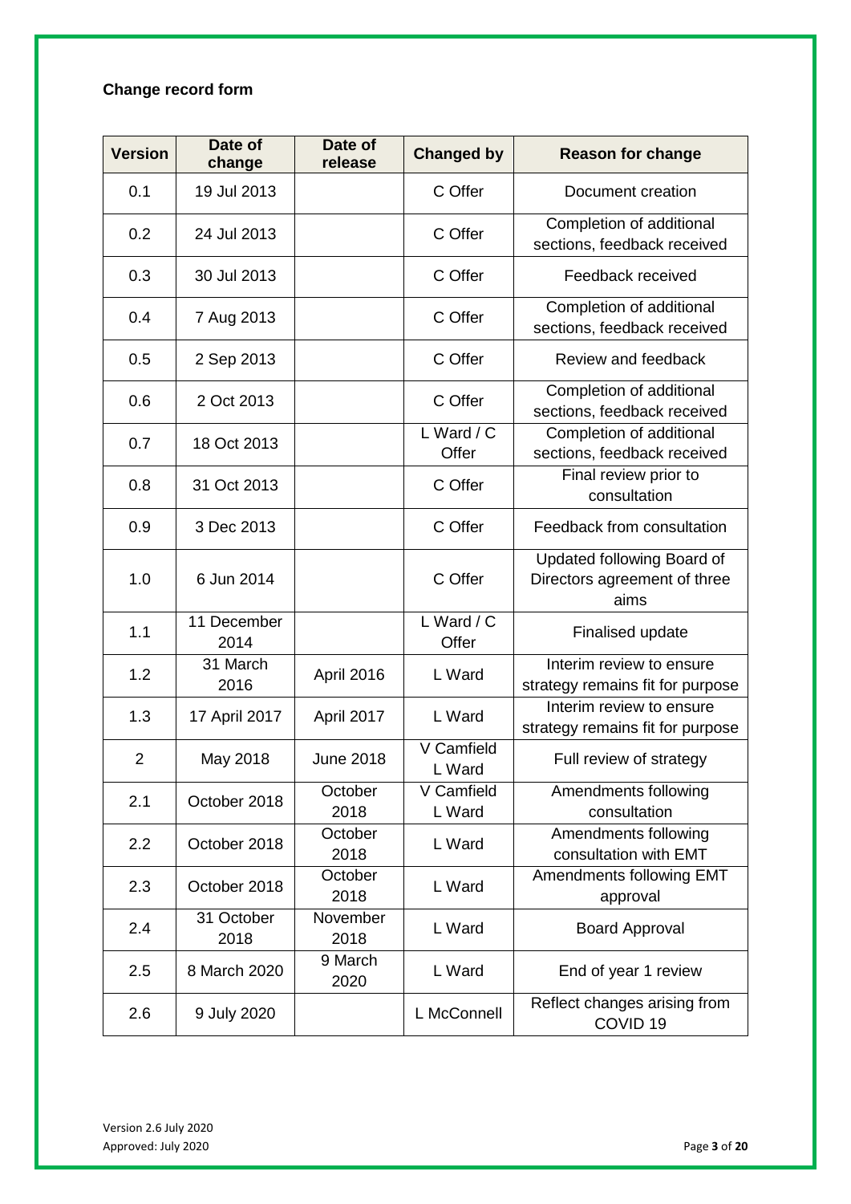**Change record form**

| Version | Date of change | Date of release | Changed by | Reason for change |
|---|---|---|---|---|
| 0.1 | 19 Jul 2013 | | C Offer | Document creation |
| 0.2 | 24 Jul 2013 | | C Offer | Completion of additional sections, feedback received |
| 0.3 | 30 Jul 2013 | | C Offer | Feedback received |
| 0.4 | 7 Aug 2013 | | C Offer | Completion of additional sections, feedback received |
| 0.5 | 2 Sep 2013 | | C Offer | Review and feedback |
| 0.6 | 2 Oct 2013 | | C Offer | Completion of additional sections, feedback received |
| 0.7 | 18 Oct 2013 | | L Ward / C Offer | Completion of additional sections, feedback received |
| 0.8 | 31 Oct 2013 | | C Offer | Final review prior to consultation |
| 0.9 | 3 Dec 2013 | | C Offer | Feedback from consultation |
| 1.0 | 6 Jun 2014 | | C Offer | Updated following Board of Directors agreement of three aims |
| 1.1 | 11 December 2014 | | L Ward / C Offer | Finalised update |
| 1.2 | 31 March 2016 | April 2016 | L Ward | Interim review to ensure strategy remains fit for purpose |
| 1.3 | 17 April 2017 | April 2017 | L Ward | Interim review to ensure strategy remains fit for purpose |
| 2 | May 2018 | June 2018 | V Camfield L Ward | Full review of strategy |
| 2.1 | October 2018 | October 2018 | V Camfield L Ward | Amendments following consultation |
| 2.2 | October 2018 | October 2018 | L Ward | Amendments following consultation with EMT |
| 2.3 | October 2018 | October 2018 | L Ward | Amendments following EMT approval |
| 2.4 | 31 October 2018 | November 2018 | L Ward | Board Approval |
| 2.5 | 8 March 2020 | 9 March 2020 | L Ward | End of year 1 review |
| 2.6 | 9 July 2020 | | L McConnell | Reflect changes arising from COVID 19 |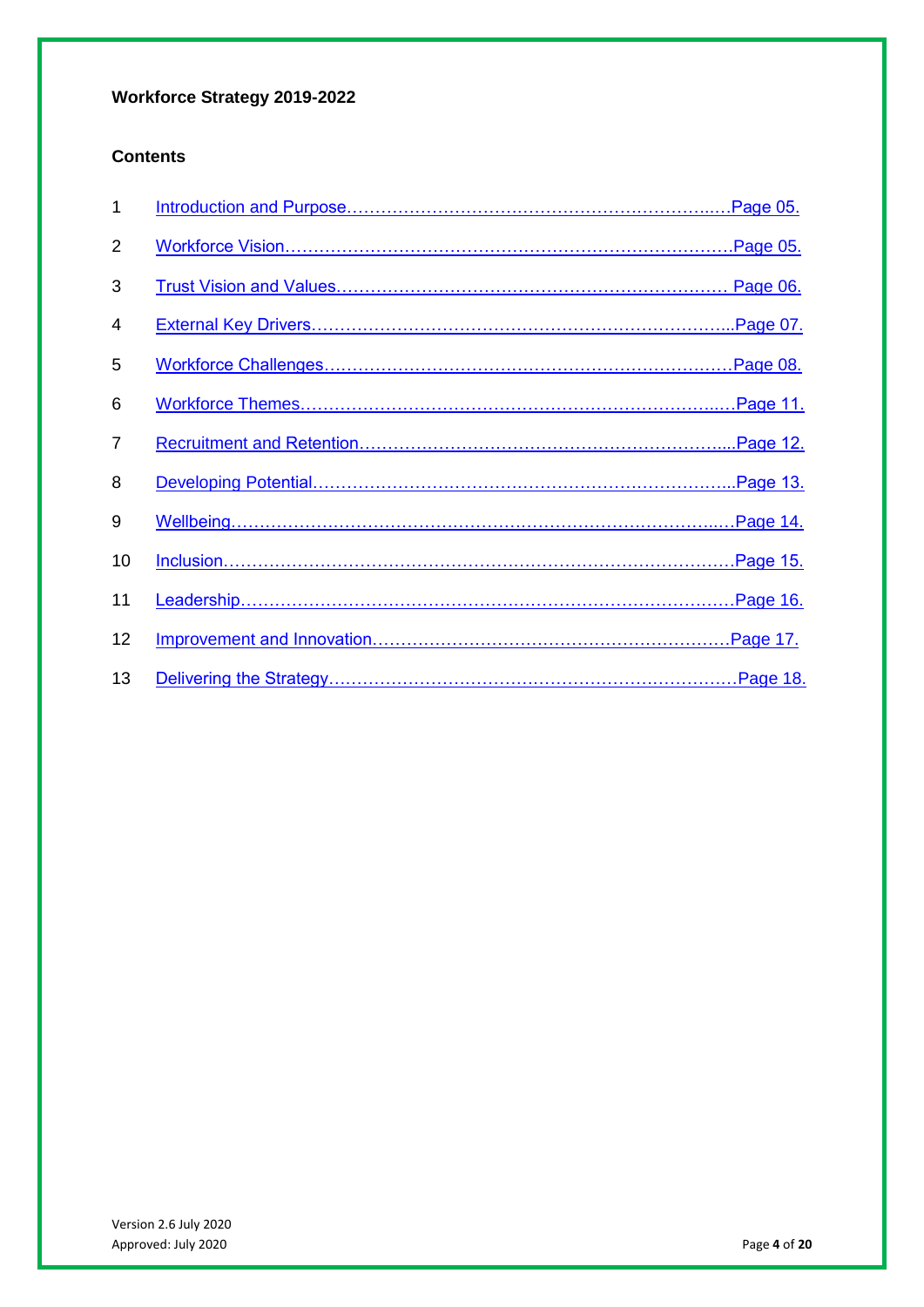**Workforce Strategy 2019-2022**

**Contents**

| | | |
|---|---|---|
| 1 | Introduction and Purpose | Page 05. |
| 2 | Workforce Vision | Page 05. |
| 3 | Trust Vision and Values | Page 06. |
| 4 | External Key Drivers | Page 07. |
| 5 | Workforce Challenges | Page 08. |
| 6 | Workforce Themes | Page 11. |
| 7 | Recruitment and Retention | Page 12. |
| 8 | Developing Potential | Page 13. |
| 9 | Wellbeing | Page 14. |
| 10 | Inclusion | Page 15. |
| 11 | Leadership | Page 16. |
| 12 | Improvement and Innovation | Page 17. |
| 13 | Delivering the Strategy | Page 18. |

Version 2.6 July 2020
Approved: July 2020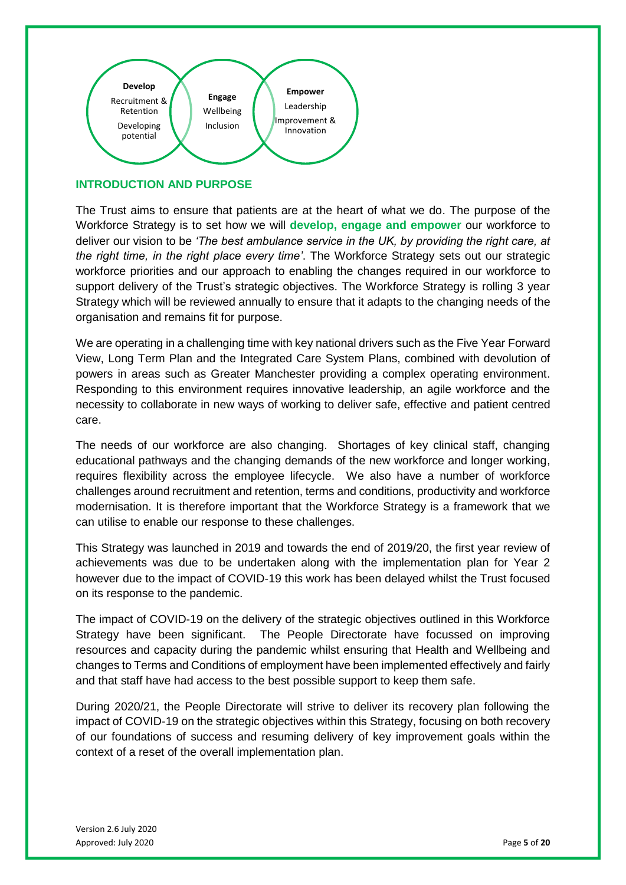**Develop**
Recruitment & Retention
Developing potential

**Engage**
Wellbeing
Inclusion

**Empower**
Leadership
Improvement & Innovation

## INTRODUCTION AND PURPOSE

The Trust aims to ensure that patients are at the heart of what we do. The purpose of the Workforce Strategy is to set how we will **develop, engage and empower** our workforce to deliver our vision to be *'The best ambulance service in the UK, by providing the right care, at the right time, in the right place every time'*. The Workforce Strategy sets out our strategic workforce priorities and our approach to enabling the changes required in our workforce to support delivery of the Trust's strategic objectives. The Workforce Strategy is rolling 3 year Strategy which will be reviewed annually to ensure that it adapts to the changing needs of the organisation and remains fit for purpose.

We are operating in a challenging time with key national drivers such as the Five Year Forward View, Long Term Plan and the Integrated Care System Plans, combined with devolution of powers in areas such as Greater Manchester providing a complex operating environment. Responding to this environment requires innovative leadership, an agile workforce and the necessity to collaborate in new ways of working to deliver safe, effective and patient centred care.

The needs of our workforce are also changing. Shortages of key clinical staff, changing educational pathways and the changing demands of the new workforce and longer working, requires flexibility across the employee lifecycle. We also have a number of workforce challenges around recruitment and retention, terms and conditions, productivity and workforce modernisation. It is therefore important that the Workforce Strategy is a framework that we can utilise to enable our response to these challenges.

This Strategy was launched in 2019 and towards the end of 2019/20, the first year review of achievements was due to be undertaken along with the implementation plan for Year 2 however due to the impact of COVID-19 this work has been delayed whilst the Trust focused on its response to the pandemic.

The impact of COVID-19 on the delivery of the strategic objectives outlined in this Workforce Strategy have been significant. The People Directorate have focussed on improving resources and capacity during the pandemic whilst ensuring that Health and Wellbeing and changes to Terms and Conditions of employment have been implemented effectively and fairly and that staff have had access to the best possible support to keep them safe.

During 2020/21, the People Directorate will strive to deliver its recovery plan following the impact of COVID-19 on the strategic objectives within this Strategy, focusing on both recovery of our foundations of success and resuming delivery of key improvement goals within the context of a reset of the overall implementation plan.

Version 2.6 July 2020
Approved: July 2020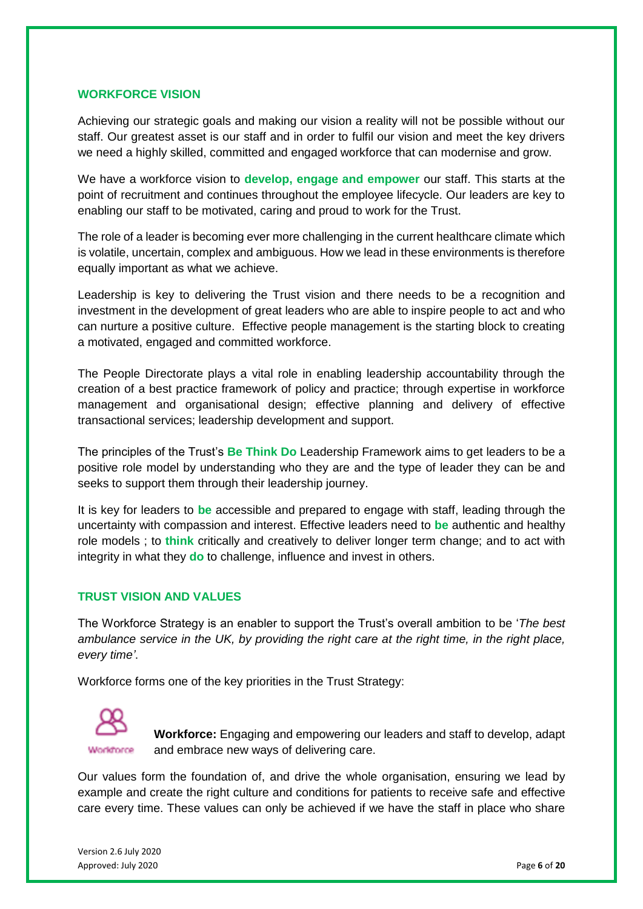## WORKFORCE VISION

Achieving our strategic goals and making our vision a reality will not be possible without our staff. Our greatest asset is our staff and in order to fulfil our vision and meet the key drivers we need a highly skilled, committed and engaged workforce that can modernise and grow.

We have a workforce vision to **develop, engage and empower** our staff. This starts at the point of recruitment and continues throughout the employee lifecycle. Our leaders are key to enabling our staff to be motivated, caring and proud to work for the Trust.

The role of a leader is becoming ever more challenging in the current healthcare climate which is volatile, uncertain, complex and ambiguous. How we lead in these environments is therefore equally important as what we achieve.

Leadership is key to delivering the Trust vision and there needs to be a recognition and investment in the development of great leaders who are able to inspire people to act and who can nurture a positive culture. Effective people management is the starting block to creating a motivated, engaged and committed workforce.

The People Directorate plays a vital role in enabling leadership accountability through the creation of a best practice framework of policy and practice; through expertise in workforce management and organisational design; effective planning and delivery of effective transactional services; leadership development and support.

The principles of the Trust's **Be Think Do** Leadership Framework aims to get leaders to be a positive role model by understanding who they are and the type of leader they can be and seeks to support them through their leadership journey.

It is key for leaders to **be** accessible and prepared to engage with staff, leading through the uncertainty with compassion and interest. Effective leaders need to **be** authentic and healthy role models ; to **think** critically and creatively to deliver longer term change; and to act with integrity in what they **do** to challenge, influence and invest in others.

## TRUST VISION AND VALUES

The Workforce Strategy is an enabler to support the Trust's overall ambition to be '*The best ambulance service in the UK, by providing the right care at the right time, in the right place, every time'*.

Workforce forms one of the key priorities in the Trust Strategy:

Workforce

**Workforce:** Engaging and empowering our leaders and staff to develop, adapt and embrace new ways of delivering care.

Our values form the foundation of, and drive the whole organisation, ensuring we lead by example and create the right culture and conditions for patients to receive safe and effective care every time. These values can only be achieved if we have the staff in place who share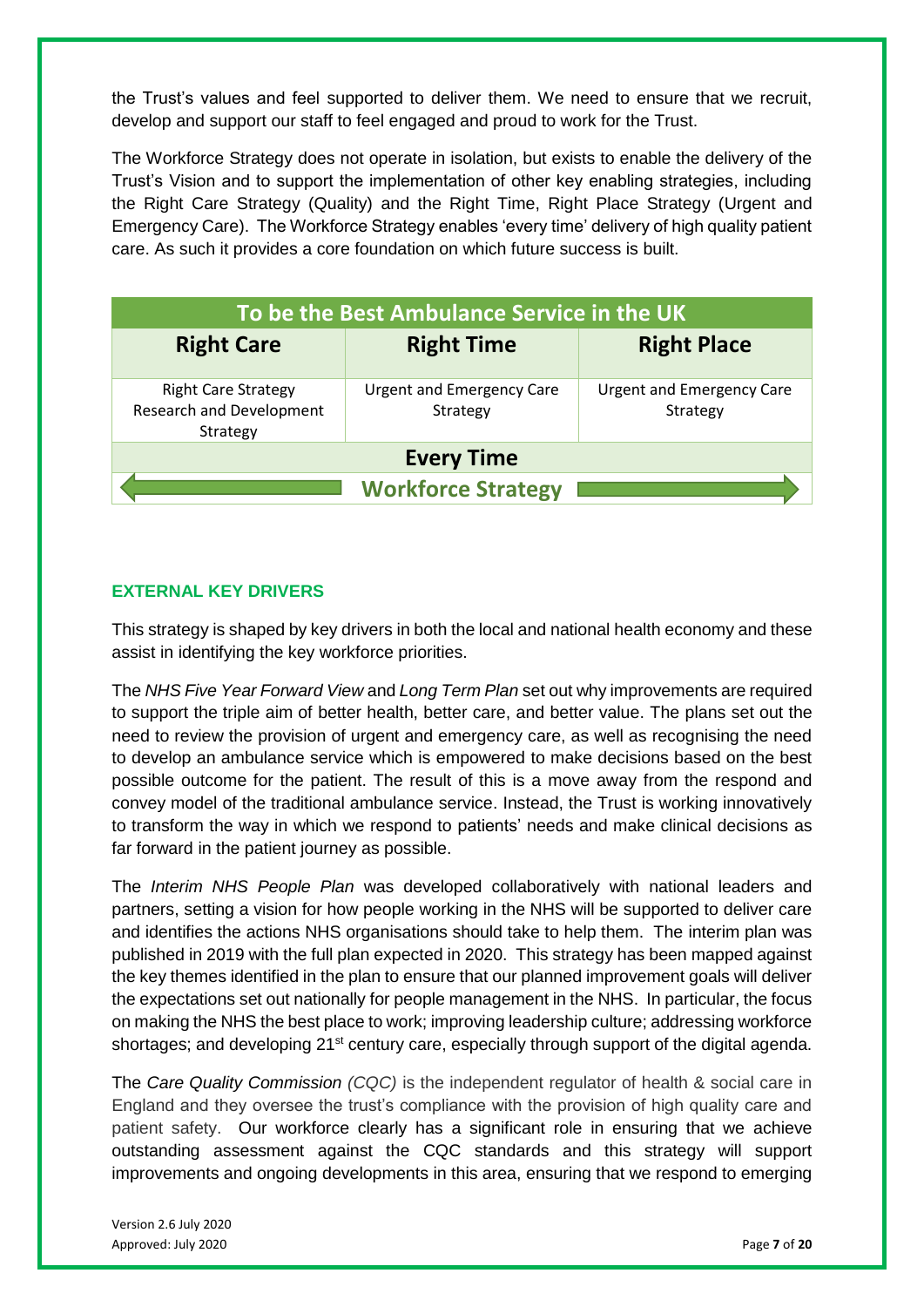the Trust's values and feel supported to deliver them. We need to ensure that we recruit, develop and support our staff to feel engaged and proud to work for the Trust.

The Workforce Strategy does not operate in isolation, but exists to enable the delivery of the Trust's Vision and to support the implementation of other key enabling strategies, including the Right Care Strategy (Quality) and the Right Time, Right Place Strategy (Urgent and Emergency Care). The Workforce Strategy enables 'every time' delivery of high quality patient care. As such it provides a core foundation on which future success is built.

| To be the Best Ambulance Service in the UK | | |
|---|---|---|
| **Right Care** | **Right Time** | **Right Place** |
| Right Care Strategy<br>Research and Development Strategy | Urgent and Emergency Care Strategy | Urgent and Emergency Care Strategy |
| **Every Time** | | |
| **Workforce Strategy** | | |

## EXTERNAL KEY DRIVERS

This strategy is shaped by key drivers in both the local and national health economy and these assist in identifying the key workforce priorities.

The *NHS Five Year Forward View* and *Long Term Plan* set out why improvements are required to support the triple aim of better health, better care, and better value. The plans set out the need to review the provision of urgent and emergency care, as well as recognising the need to develop an ambulance service which is empowered to make decisions based on the best possible outcome for the patient. The result of this is a move away from the respond and convey model of the traditional ambulance service. Instead, the Trust is working innovatively to transform the way in which we respond to patients' needs and make clinical decisions as far forward in the patient journey as possible.

The *Interim NHS People Plan* was developed collaboratively with national leaders and partners, setting a vision for how people working in the NHS will be supported to deliver care and identifies the actions NHS organisations should take to help them. The interim plan was published in 2019 with the full plan expected in 2020. This strategy has been mapped against the key themes identified in the plan to ensure that our planned improvement goals will deliver the expectations set out nationally for people management in the NHS. In particular, the focus on making the NHS the best place to work; improving leadership culture; addressing workforce shortages; and developing 21st century care, especially through support of the digital agenda.

The *Care Quality Commission (CQC)* is the independent regulator of health & social care in England and they oversee the trust's compliance with the provision of high quality care and patient safety. Our workforce clearly has a significant role in ensuring that we achieve outstanding assessment against the CQC standards and this strategy will support improvements and ongoing developments in this area, ensuring that we respond to emerging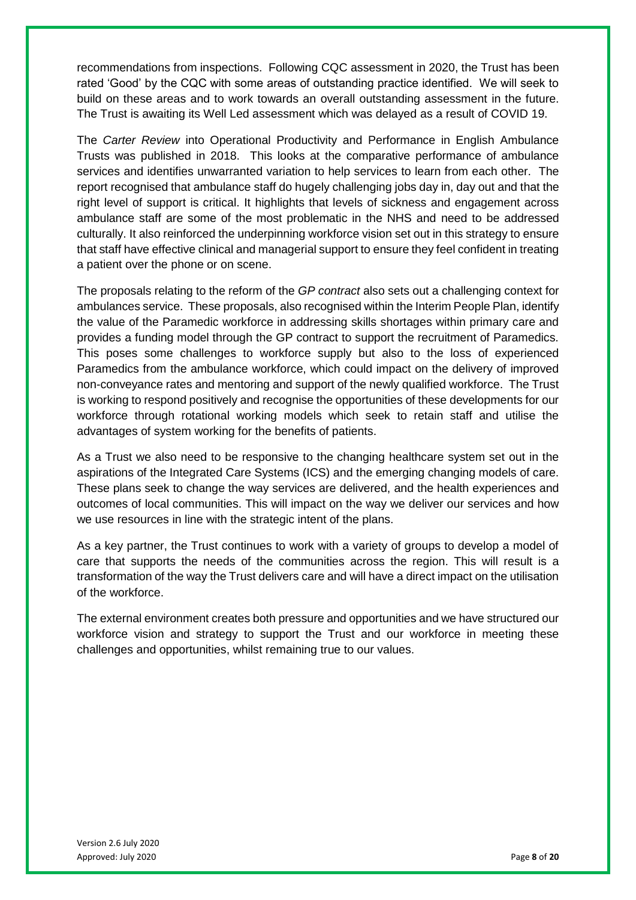recommendations from inspections. Following CQC assessment in 2020, the Trust has been rated 'Good' by the CQC with some areas of outstanding practice identified. We will seek to build on these areas and to work towards an overall outstanding assessment in the future. The Trust is awaiting its Well Led assessment which was delayed as a result of COVID 19.

The *Carter Review* into Operational Productivity and Performance in English Ambulance Trusts was published in 2018. This looks at the comparative performance of ambulance services and identifies unwarranted variation to help services to learn from each other. The report recognised that ambulance staff do hugely challenging jobs day in, day out and that the right level of support is critical. It highlights that levels of sickness and engagement across ambulance staff are some of the most problematic in the NHS and need to be addressed culturally. It also reinforced the underpinning workforce vision set out in this strategy to ensure that staff have effective clinical and managerial support to ensure they feel confident in treating a patient over the phone or on scene.

The proposals relating to the reform of the *GP contract* also sets out a challenging context for ambulances service. These proposals, also recognised within the Interim People Plan, identify the value of the Paramedic workforce in addressing skills shortages within primary care and provides a funding model through the GP contract to support the recruitment of Paramedics. This poses some challenges to workforce supply but also to the loss of experienced Paramedics from the ambulance workforce, which could impact on the delivery of improved non-conveyance rates and mentoring and support of the newly qualified workforce. The Trust is working to respond positively and recognise the opportunities of these developments for our workforce through rotational working models which seek to retain staff and utilise the advantages of system working for the benefits of patients.

As a Trust we also need to be responsive to the changing healthcare system set out in the aspirations of the Integrated Care Systems (ICS) and the emerging changing models of care. These plans seek to change the way services are delivered, and the health experiences and outcomes of local communities. This will impact on the way we deliver our services and how we use resources in line with the strategic intent of the plans.

As a key partner, the Trust continues to work with a variety of groups to develop a model of care that supports the needs of the communities across the region. This will result is a transformation of the way the Trust delivers care and will have a direct impact on the utilisation of the workforce.

The external environment creates both pressure and opportunities and we have structured our workforce vision and strategy to support the Trust and our workforce in meeting these challenges and opportunities, whilst remaining true to our values.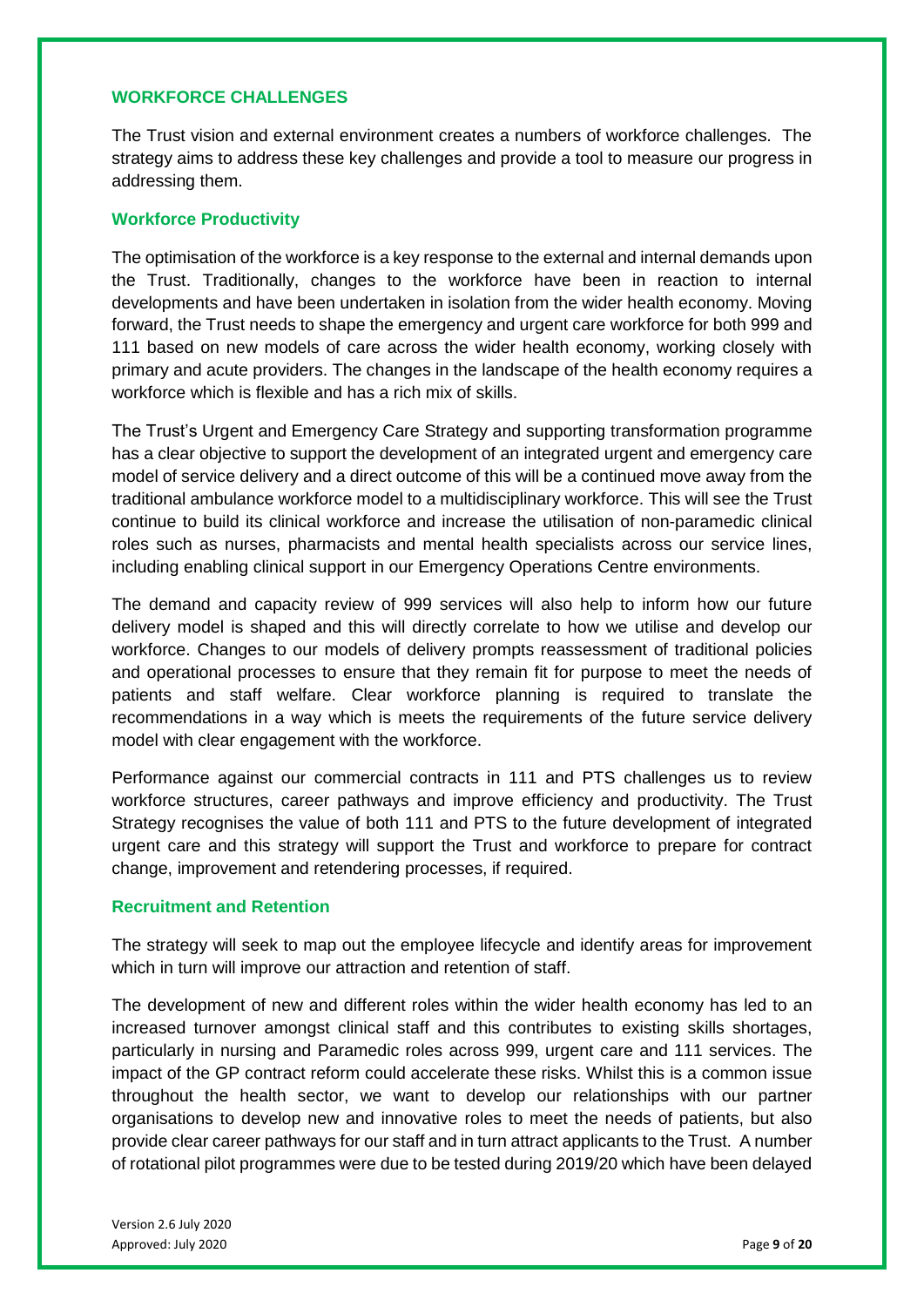## WORKFORCE CHALLENGES

The Trust vision and external environment creates a numbers of workforce challenges. The strategy aims to address these key challenges and provide a tool to measure our progress in addressing them.

### Workforce Productivity

The optimisation of the workforce is a key response to the external and internal demands upon the Trust. Traditionally, changes to the workforce have been in reaction to internal developments and have been undertaken in isolation from the wider health economy. Moving forward, the Trust needs to shape the emergency and urgent care workforce for both 999 and 111 based on new models of care across the wider health economy, working closely with primary and acute providers. The changes in the landscape of the health economy requires a workforce which is flexible and has a rich mix of skills.

The Trust's Urgent and Emergency Care Strategy and supporting transformation programme has a clear objective to support the development of an integrated urgent and emergency care model of service delivery and a direct outcome of this will be a continued move away from the traditional ambulance workforce model to a multidisciplinary workforce. This will see the Trust continue to build its clinical workforce and increase the utilisation of non-paramedic clinical roles such as nurses, pharmacists and mental health specialists across our service lines, including enabling clinical support in our Emergency Operations Centre environments.

The demand and capacity review of 999 services will also help to inform how our future delivery model is shaped and this will directly correlate to how we utilise and develop our workforce. Changes to our models of delivery prompts reassessment of traditional policies and operational processes to ensure that they remain fit for purpose to meet the needs of patients and staff welfare. Clear workforce planning is required to translate the recommendations in a way which is meets the requirements of the future service delivery model with clear engagement with the workforce.

Performance against our commercial contracts in 111 and PTS challenges us to review workforce structures, career pathways and improve efficiency and productivity. The Trust Strategy recognises the value of both 111 and PTS to the future development of integrated urgent care and this strategy will support the Trust and workforce to prepare for contract change, improvement and retendering processes, if required.

### Recruitment and Retention

The strategy will seek to map out the employee lifecycle and identify areas for improvement which in turn will improve our attraction and retention of staff.

The development of new and different roles within the wider health economy has led to an increased turnover amongst clinical staff and this contributes to existing skills shortages, particularly in nursing and Paramedic roles across 999, urgent care and 111 services. The impact of the GP contract reform could accelerate these risks. Whilst this is a common issue throughout the health sector, we want to develop our relationships with our partner organisations to develop new and innovative roles to meet the needs of patients, but also provide clear career pathways for our staff and in turn attract applicants to the Trust. A number of rotational pilot programmes were due to be tested during 2019/20 which have been delayed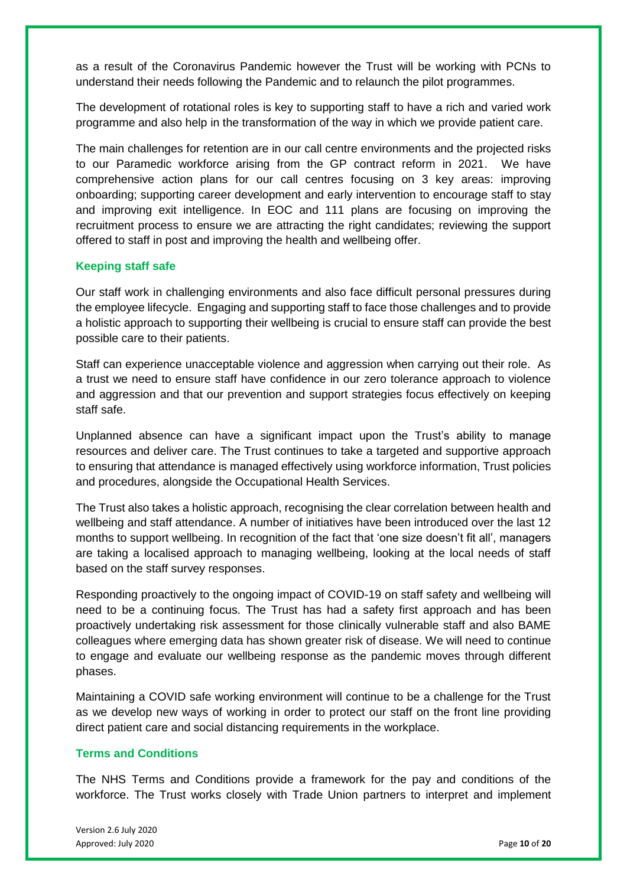as a result of the Coronavirus Pandemic however the Trust will be working with PCNs to understand their needs following the Pandemic and to relaunch the pilot programmes.

The development of rotational roles is key to supporting staff to have a rich and varied work programme and also help in the transformation of the way in which we provide patient care.

The main challenges for retention are in our call centre environments and the projected risks to our Paramedic workforce arising from the GP contract reform in 2021. We have comprehensive action plans for our call centres focusing on 3 key areas: improving onboarding; supporting career development and early intervention to encourage staff to stay and improving exit intelligence. In EOC and 111 plans are focusing on improving the recruitment process to ensure we are attracting the right candidates; reviewing the support offered to staff in post and improving the health and wellbeing offer.

### Keeping staff safe

Our staff work in challenging environments and also face difficult personal pressures during the employee lifecycle. Engaging and supporting staff to face those challenges and to provide a holistic approach to supporting their wellbeing is crucial to ensure staff can provide the best possible care to their patients.

Staff can experience unacceptable violence and aggression when carrying out their role. As a trust we need to ensure staff have confidence in our zero tolerance approach to violence and aggression and that our prevention and support strategies focus effectively on keeping staff safe.

Unplanned absence can have a significant impact upon the Trust's ability to manage resources and deliver care. The Trust continues to take a targeted and supportive approach to ensuring that attendance is managed effectively using workforce information, Trust policies and procedures, alongside the Occupational Health Services.

The Trust also takes a holistic approach, recognising the clear correlation between health and wellbeing and staff attendance. A number of initiatives have been introduced over the last 12 months to support wellbeing. In recognition of the fact that 'one size doesn't fit all', managers are taking a localised approach to managing wellbeing, looking at the local needs of staff based on the staff survey responses.

Responding proactively to the ongoing impact of COVID-19 on staff safety and wellbeing will need to be a continuing focus. The Trust has had a safety first approach and has been proactively undertaking risk assessment for those clinically vulnerable staff and also BAME colleagues where emerging data has shown greater risk of disease. We will need to continue to engage and evaluate our wellbeing response as the pandemic moves through different phases.

Maintaining a COVID safe working environment will continue to be a challenge for the Trust as we develop new ways of working in order to protect our staff on the front line providing direct patient care and social distancing requirements in the workplace.

### Terms and Conditions

The NHS Terms and Conditions provide a framework for the pay and conditions of the workforce. The Trust works closely with Trade Union partners to interpret and implement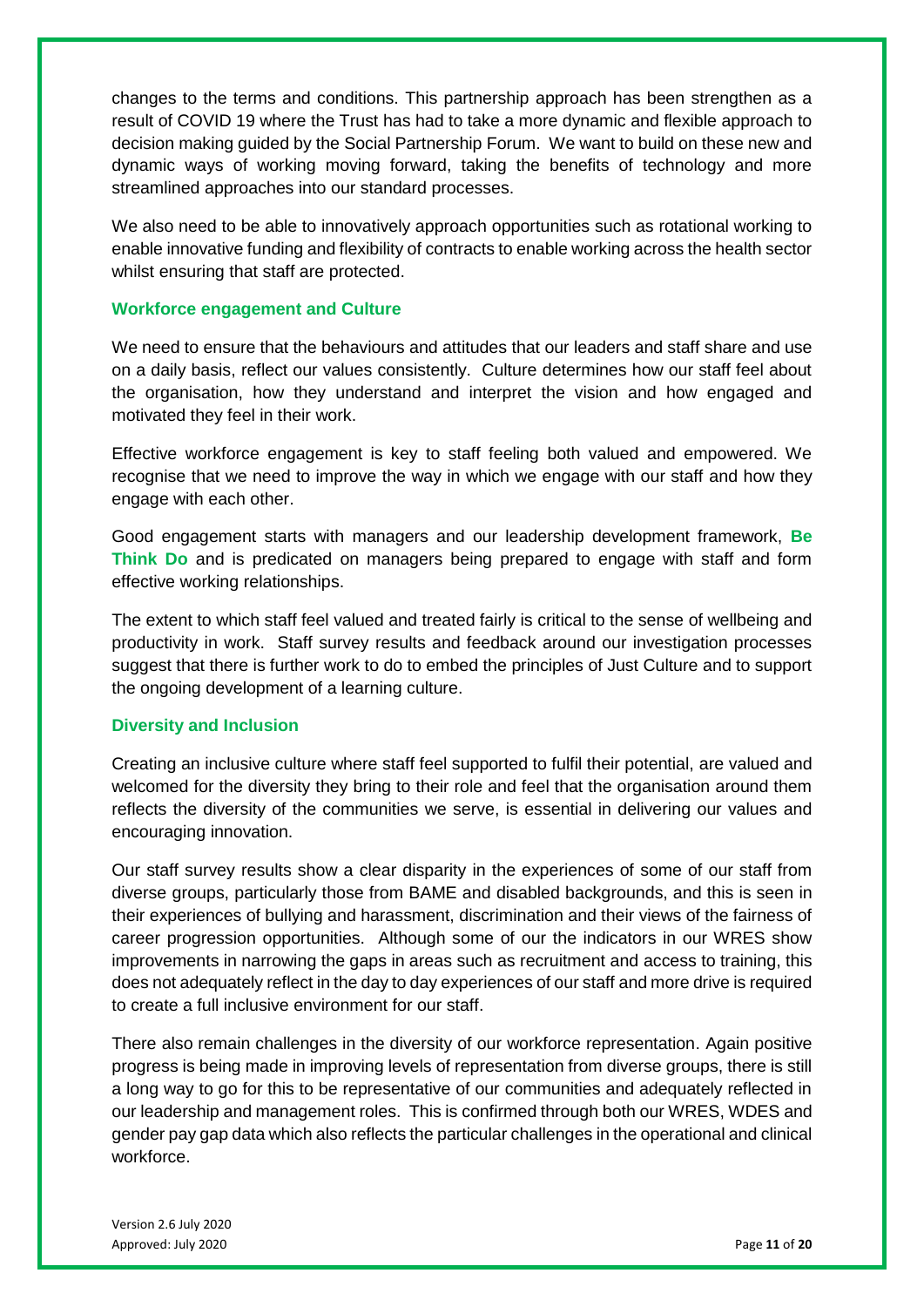changes to the terms and conditions. This partnership approach has been strengthen as a result of COVID 19 where the Trust has had to take a more dynamic and flexible approach to decision making guided by the Social Partnership Forum. We want to build on these new and dynamic ways of working moving forward, taking the benefits of technology and more streamlined approaches into our standard processes.

We also need to be able to innovatively approach opportunities such as rotational working to enable innovative funding and flexibility of contracts to enable working across the health sector whilst ensuring that staff are protected.

### Workforce engagement and Culture

We need to ensure that the behaviours and attitudes that our leaders and staff share and use on a daily basis, reflect our values consistently. Culture determines how our staff feel about the organisation, how they understand and interpret the vision and how engaged and motivated they feel in their work.

Effective workforce engagement is key to staff feeling both valued and empowered. We recognise that we need to improve the way in which we engage with our staff and how they engage with each other.

Good engagement starts with managers and our leadership development framework, **Be Think Do** and is predicated on managers being prepared to engage with staff and form effective working relationships.

The extent to which staff feel valued and treated fairly is critical to the sense of wellbeing and productivity in work. Staff survey results and feedback around our investigation processes suggest that there is further work to do to embed the principles of Just Culture and to support the ongoing development of a learning culture.

### Diversity and Inclusion

Creating an inclusive culture where staff feel supported to fulfil their potential, are valued and welcomed for the diversity they bring to their role and feel that the organisation around them reflects the diversity of the communities we serve, is essential in delivering our values and encouraging innovation.

Our staff survey results show a clear disparity in the experiences of some of our staff from diverse groups, particularly those from BAME and disabled backgrounds, and this is seen in their experiences of bullying and harassment, discrimination and their views of the fairness of career progression opportunities. Although some of our the indicators in our WRES show improvements in narrowing the gaps in areas such as recruitment and access to training, this does not adequately reflect in the day to day experiences of our staff and more drive is required to create a full inclusive environment for our staff.

There also remain challenges in the diversity of our workforce representation. Again positive progress is being made in improving levels of representation from diverse groups, there is still a long way to go for this to be representative of our communities and adequately reflected in our leadership and management roles. This is confirmed through both our WRES, WDES and gender pay gap data which also reflects the particular challenges in the operational and clinical workforce.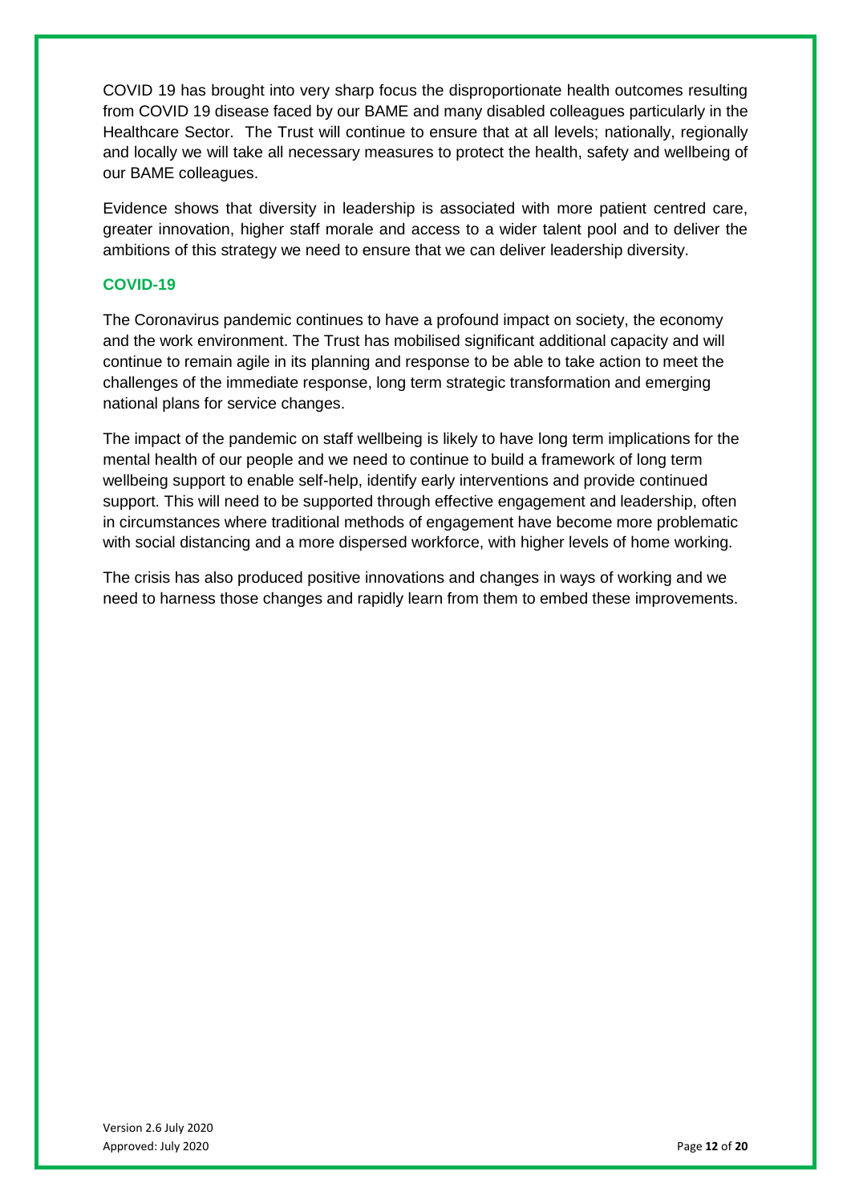COVID 19 has brought into very sharp focus the disproportionate health outcomes resulting from COVID 19 disease faced by our BAME and many disabled colleagues particularly in the Healthcare Sector. The Trust will continue to ensure that at all levels; nationally, regionally and locally we will take all necessary measures to protect the health, safety and wellbeing of our BAME colleagues.

Evidence shows that diversity in leadership is associated with more patient centred care, greater innovation, higher staff morale and access to a wider talent pool and to deliver the ambitions of this strategy we need to ensure that we can deliver leadership diversity.

## COVID-19

The Coronavirus pandemic continues to have a profound impact on society, the economy and the work environment. The Trust has mobilised significant additional capacity and will continue to remain agile in its planning and response to be able to take action to meet the challenges of the immediate response, long term strategic transformation and emerging national plans for service changes.

The impact of the pandemic on staff wellbeing is likely to have long term implications for the mental health of our people and we need to continue to build a framework of long term wellbeing support to enable self-help, identify early interventions and provide continued support. This will need to be supported through effective engagement and leadership, often in circumstances where traditional methods of engagement have become more problematic with social distancing and a more dispersed workforce, with higher levels of home working.

The crisis has also produced positive innovations and changes in ways of working and we need to harness those changes and rapidly learn from them to embed these improvements.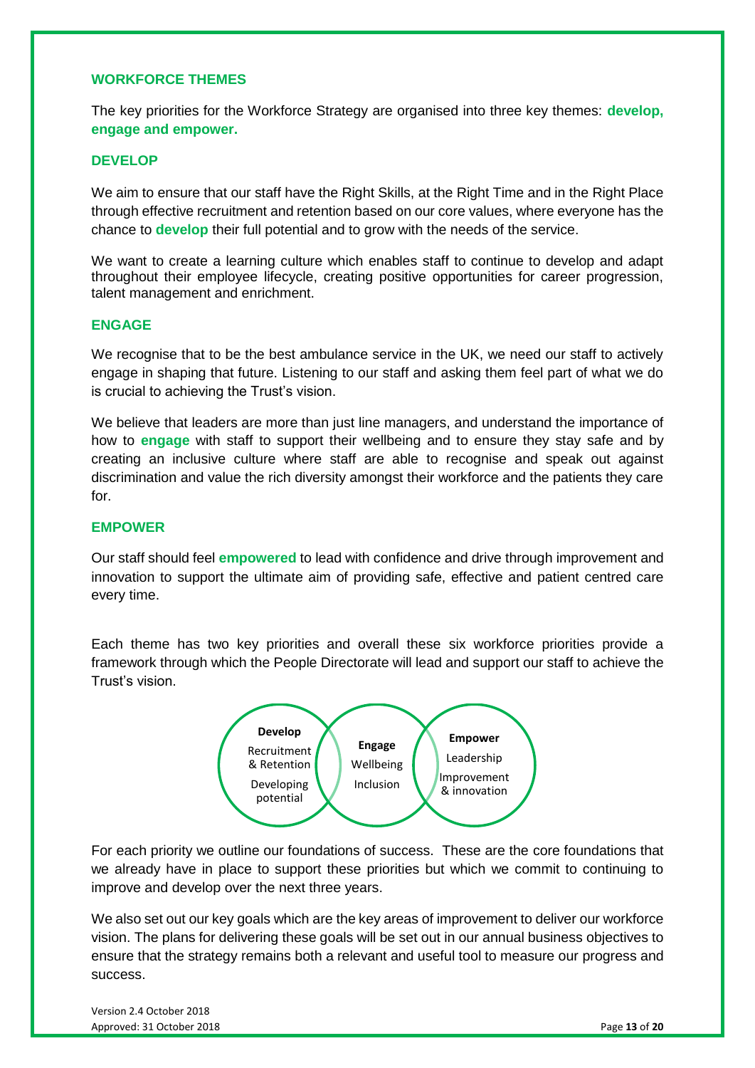## WORKFORCE THEMES

The key priorities for the Workforce Strategy are organised into three key themes: **develop, engage and empower.**

### DEVELOP

We aim to ensure that our staff have the Right Skills, at the Right Time and in the Right Place through effective recruitment and retention based on our core values, where everyone has the chance to **develop** their full potential and to grow with the needs of the service.

We want to create a learning culture which enables staff to continue to develop and adapt throughout their employee lifecycle, creating positive opportunities for career progression, talent management and enrichment.

### ENGAGE

We recognise that to be the best ambulance service in the UK, we need our staff to actively engage in shaping that future. Listening to our staff and asking them feel part of what we do is crucial to achieving the Trust's vision.

We believe that leaders are more than just line managers, and understand the importance of how to **engage** with staff to support their wellbeing and to ensure they stay safe and by creating an inclusive culture where staff are able to recognise and speak out against discrimination and value the rich diversity amongst their workforce and the patients they care for.

### EMPOWER

Our staff should feel **empowered** to lead with confidence and drive through improvement and innovation to support the ultimate aim of providing safe, effective and patient centred care every time.

Each theme has two key priorities and overall these six workforce priorities provide a framework through which the People Directorate will lead and support our staff to achieve the Trust's vision.

**Develop**
- Recruitment & Retention
- Developing potential

**Engage**
- Wellbeing
- Inclusion

**Empower**
- Leadership
- Improvement & innovation

For each priority we outline our foundations of success. These are the core foundations that we already have in place to support these priorities but which we commit to continuing to improve and develop over the next three years.

We also set out our key goals which are the key areas of improvement to deliver our workforce vision. The plans for delivering these goals will be set out in our annual business objectives to ensure that the strategy remains both a relevant and useful tool to measure our progress and success.

Version 2.4 October 2018
Approved: 31 October 2018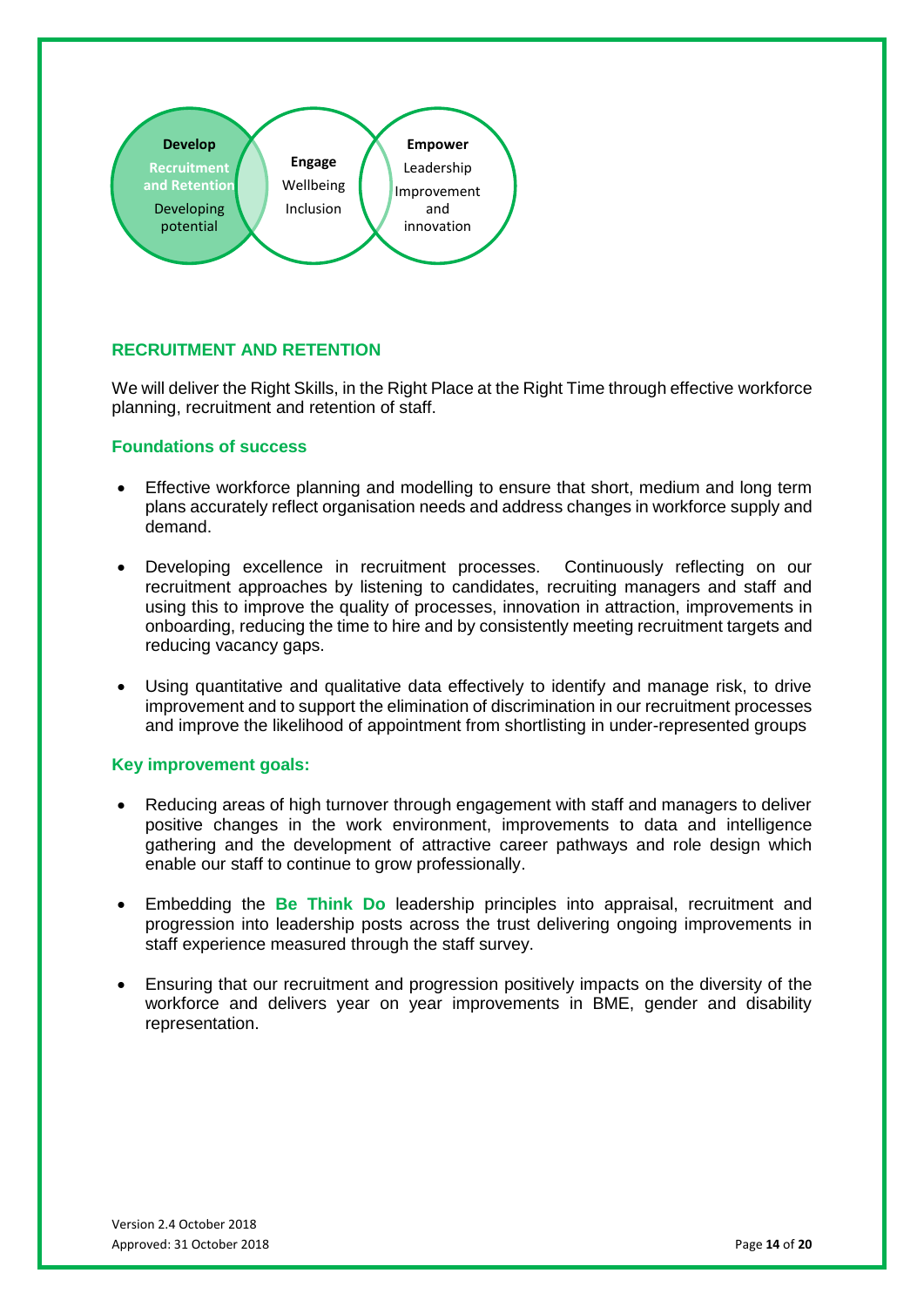**Develop**
Recruitment and Retention
Developing potential

**Engage**
Wellbeing
Inclusion

**Empower**
Leadership
Improvement and innovation

## RECRUITMENT AND RETENTION

We will deliver the Right Skills, in the Right Place at the Right Time through effective workforce planning, recruitment and retention of staff.

### Foundations of success

- Effective workforce planning and modelling to ensure that short, medium and long term plans accurately reflect organisation needs and address changes in workforce supply and demand.
- Developing excellence in recruitment processes. Continuously reflecting on our recruitment approaches by listening to candidates, recruiting managers and staff and using this to improve the quality of processes, innovation in attraction, improvements in onboarding, reducing the time to hire and by consistently meeting recruitment targets and reducing vacancy gaps.
- Using quantitative and qualitative data effectively to identify and manage risk, to drive improvement and to support the elimination of discrimination in our recruitment processes and improve the likelihood of appointment from shortlisting in under-represented groups

### Key improvement goals:

- Reducing areas of high turnover through engagement with staff and managers to deliver positive changes in the work environment, improvements to data and intelligence gathering and the development of attractive career pathways and role design which enable our staff to continue to grow professionally.
- Embedding the **Be Think Do** leadership principles into appraisal, recruitment and progression into leadership posts across the trust delivering ongoing improvements in staff experience measured through the staff survey.
- Ensuring that our recruitment and progression positively impacts on the diversity of the workforce and delivers year on year improvements in BME, gender and disability representation.

Version 2.4 October 2018
Approved: 31 October 2018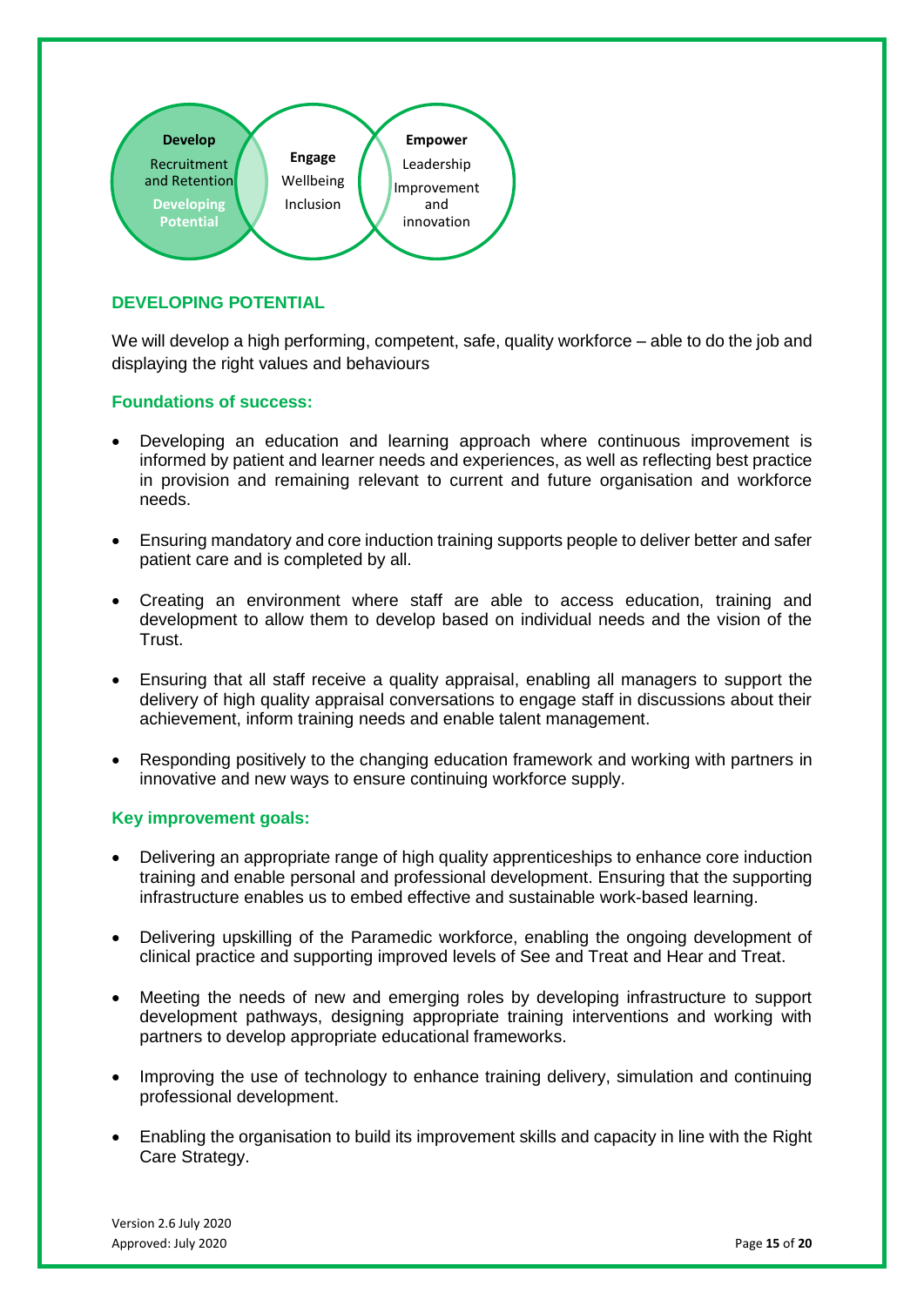**Develop**
Recruitment and Retention
**Developing Potential**

**Engage**
Wellbeing
Inclusion

**Empower**
Leadership
Improvement and innovation

## DEVELOPING POTENTIAL

We will develop a high performing, competent, safe, quality workforce – able to do the job and displaying the right values and behaviours

### Foundations of success:

- Developing an education and learning approach where continuous improvement is informed by patient and learner needs and experiences, as well as reflecting best practice in provision and remaining relevant to current and future organisation and workforce needs.
- Ensuring mandatory and core induction training supports people to deliver better and safer patient care and is completed by all.
- Creating an environment where staff are able to access education, training and development to allow them to develop based on individual needs and the vision of the Trust.
- Ensuring that all staff receive a quality appraisal, enabling all managers to support the delivery of high quality appraisal conversations to engage staff in discussions about their achievement, inform training needs and enable talent management.
- Responding positively to the changing education framework and working with partners in innovative and new ways to ensure continuing workforce supply.

### Key improvement goals:

- Delivering an appropriate range of high quality apprenticeships to enhance core induction training and enable personal and professional development. Ensuring that the supporting infrastructure enables us to embed effective and sustainable work-based learning.
- Delivering upskilling of the Paramedic workforce, enabling the ongoing development of clinical practice and supporting improved levels of See and Treat and Hear and Treat.
- Meeting the needs of new and emerging roles by developing infrastructure to support development pathways, designing appropriate training interventions and working with partners to develop appropriate educational frameworks.
- Improving the use of technology to enhance training delivery, simulation and continuing professional development.
- Enabling the organisation to build its improvement skills and capacity in line with the Right Care Strategy.

Version 2.6 July 2020
Approved: July 2020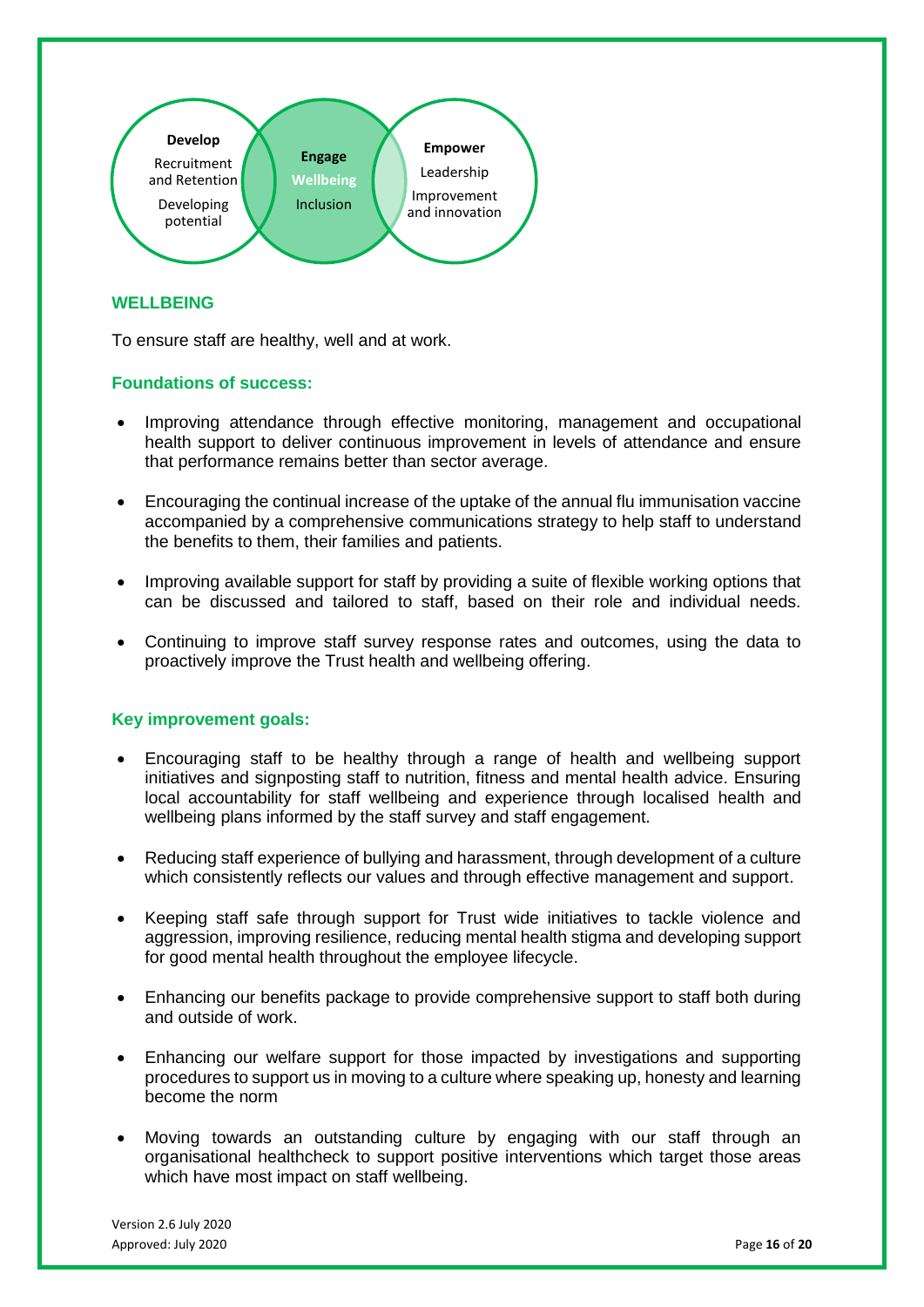**Develop**
Recruitment and Retention
Developing potential

**Engage**
Wellbeing
Inclusion

**Empower**
Leadership
Improvement and innovation

## WELLBEING

To ensure staff are healthy, well and at work.

### Foundations of success:

- Improving attendance through effective monitoring, management and occupational health support to deliver continuous improvement in levels of attendance and ensure that performance remains better than sector average.
- Encouraging the continual increase of the uptake of the annual flu immunisation vaccine accompanied by a comprehensive communications strategy to help staff to understand the benefits to them, their families and patients.
- Improving available support for staff by providing a suite of flexible working options that can be discussed and tailored to staff, based on their role and individual needs.
- Continuing to improve staff survey response rates and outcomes, using the data to proactively improve the Trust health and wellbeing offering.

### Key improvement goals:

- Encouraging staff to be healthy through a range of health and wellbeing support initiatives and signposting staff to nutrition, fitness and mental health advice. Ensuring local accountability for staff wellbeing and experience through localised health and wellbeing plans informed by the staff survey and staff engagement.
- Reducing staff experience of bullying and harassment, through development of a culture which consistently reflects our values and through effective management and support.
- Keeping staff safe through support for Trust wide initiatives to tackle violence and aggression, improving resilience, reducing mental health stigma and developing support for good mental health throughout the employee lifecycle.
- Enhancing our benefits package to provide comprehensive support to staff both during and outside of work.
- Enhancing our welfare support for those impacted by investigations and supporting procedures to support us in moving to a culture where speaking up, honesty and learning become the norm
- Moving towards an outstanding culture by engaging with our staff through an organisational healthcheck to support positive interventions which target those areas which have most impact on staff wellbeing.

Version 2.6 July 2020
Approved: July 2020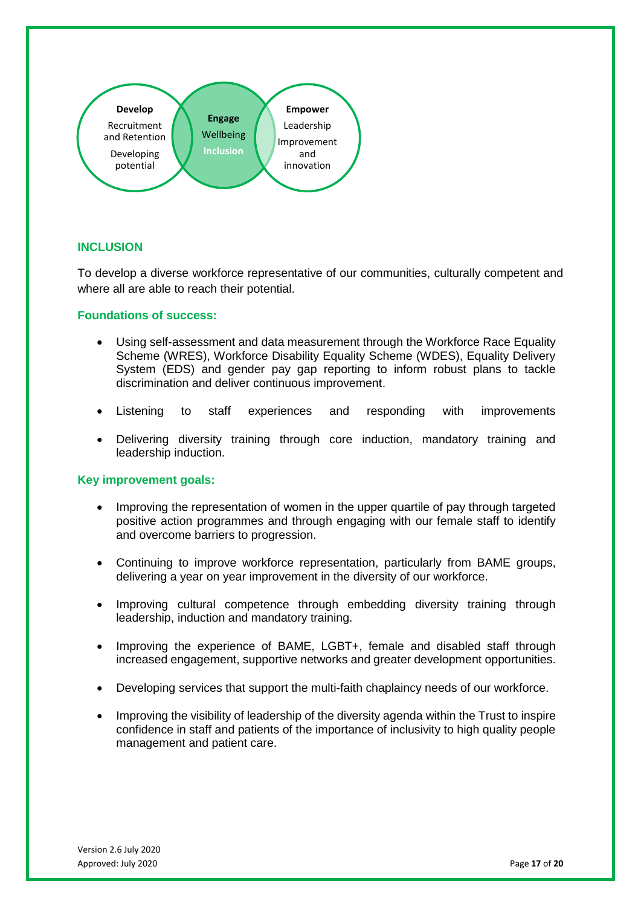**Develop**
Recruitment and Retention
Developing potential

**Engage**
Wellbeing
Inclusion

**Empower**
Leadership
Improvement and innovation

## INCLUSION

To develop a diverse workforce representative of our communities, culturally competent and where all are able to reach their potential.

### Foundations of success:

- Using self-assessment and data measurement through the Workforce Race Equality Scheme (WRES), Workforce Disability Equality Scheme (WDES), Equality Delivery System (EDS) and gender pay gap reporting to inform robust plans to tackle discrimination and deliver continuous improvement.
- Listening to staff experiences and responding with improvements
- Delivering diversity training through core induction, mandatory training and leadership induction.

### Key improvement goals:

- Improving the representation of women in the upper quartile of pay through targeted positive action programmes and through engaging with our female staff to identify and overcome barriers to progression.
- Continuing to improve workforce representation, particularly from BAME groups, delivering a year on year improvement in the diversity of our workforce.
- Improving cultural competence through embedding diversity training through leadership, induction and mandatory training.
- Improving the experience of BAME, LGBT+, female and disabled staff through increased engagement, supportive networks and greater development opportunities.
- Developing services that support the multi-faith chaplaincy needs of our workforce.
- Improving the visibility of leadership of the diversity agenda within the Trust to inspire confidence in staff and patients of the importance of inclusivity to high quality people management and patient care.

Version 2.6 July 2020
Approved: July 2020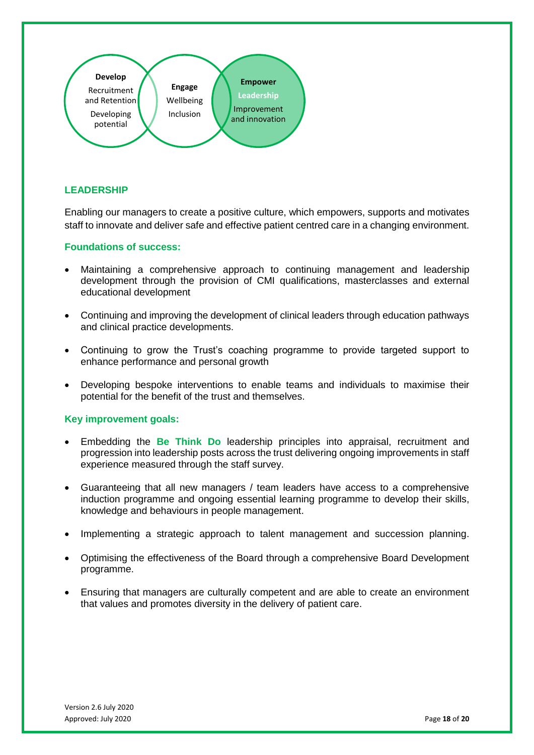**Develop**
Recruitment and Retention
Developing potential

**Engage**
Wellbeing
Inclusion

**Empower**
Leadership
Improvement and innovation

## LEADERSHIP

Enabling our managers to create a positive culture, which empowers, supports and motivates staff to innovate and deliver safe and effective patient centred care in a changing environment.

### Foundations of success:

- Maintaining a comprehensive approach to continuing management and leadership development through the provision of CMI qualifications, masterclasses and external educational development
- Continuing and improving the development of clinical leaders through education pathways and clinical practice developments.
- Continuing to grow the Trust's coaching programme to provide targeted support to enhance performance and personal growth
- Developing bespoke interventions to enable teams and individuals to maximise their potential for the benefit of the trust and themselves.

### Key improvement goals:

- Embedding the **Be Think Do** leadership principles into appraisal, recruitment and progression into leadership posts across the trust delivering ongoing improvements in staff experience measured through the staff survey.
- Guaranteeing that all new managers / team leaders have access to a comprehensive induction programme and ongoing essential learning programme to develop their skills, knowledge and behaviours in people management.
- Implementing a strategic approach to talent management and succession planning.
- Optimising the effectiveness of the Board through a comprehensive Board Development programme.
- Ensuring that managers are culturally competent and are able to create an environment that values and promotes diversity in the delivery of patient care.

Version 2.6 July 2020
Approved: July 2020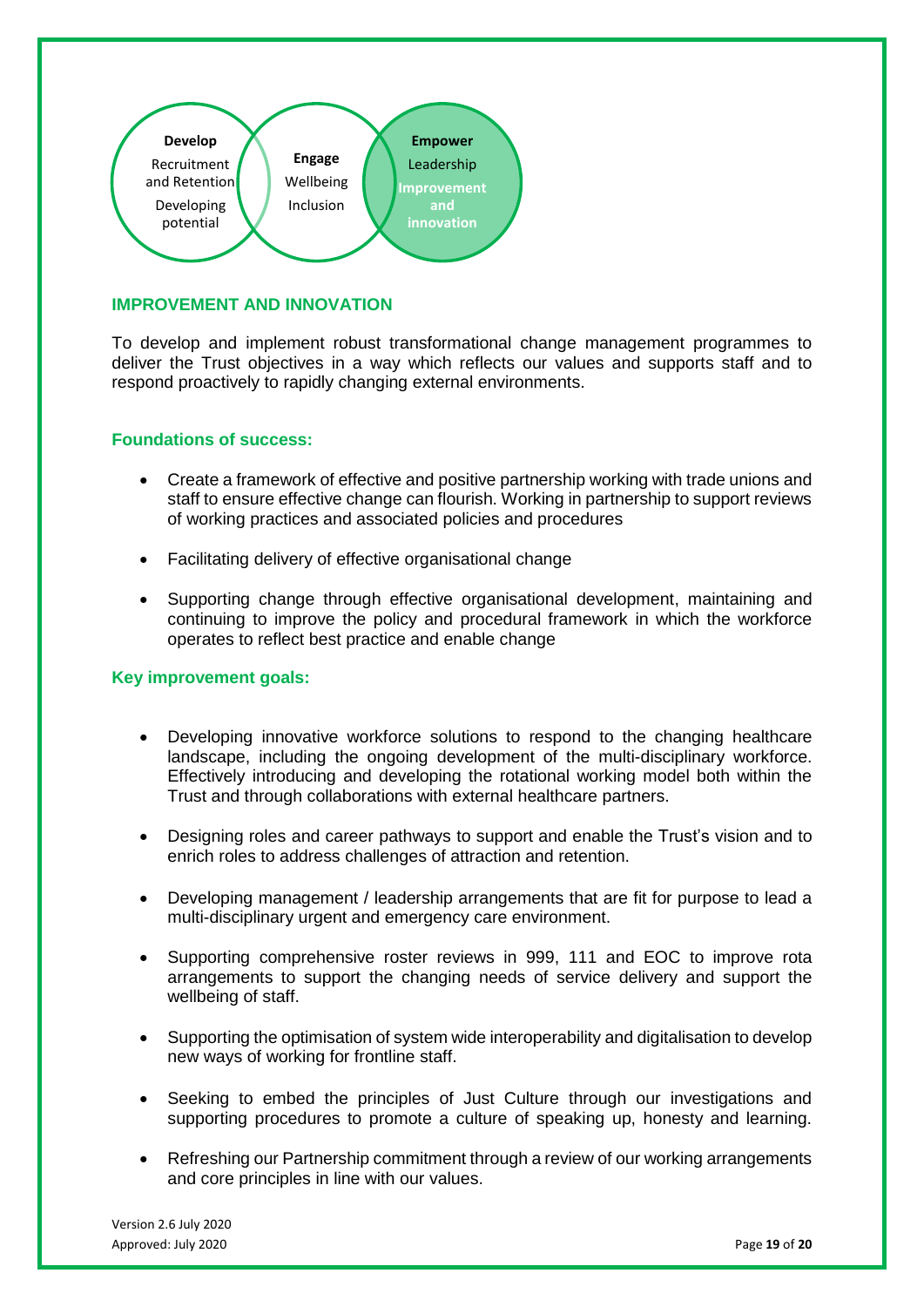**Develop**
Recruitment and Retention
Developing potential

**Engage**
Wellbeing
Inclusion

**Empower**
Leadership
**Improvement and innovation**

## IMPROVEMENT AND INNOVATION

To develop and implement robust transformational change management programmes to deliver the Trust objectives in a way which reflects our values and supports staff and to respond proactively to rapidly changing external environments.

### Foundations of success:

- Create a framework of effective and positive partnership working with trade unions and staff to ensure effective change can flourish. Working in partnership to support reviews of working practices and associated policies and procedures
- Facilitating delivery of effective organisational change
- Supporting change through effective organisational development, maintaining and continuing to improve the policy and procedural framework in which the workforce operates to reflect best practice and enable change

### Key improvement goals:

- Developing innovative workforce solutions to respond to the changing healthcare landscape, including the ongoing development of the multi-disciplinary workforce. Effectively introducing and developing the rotational working model both within the Trust and through collaborations with external healthcare partners.
- Designing roles and career pathways to support and enable the Trust's vision and to enrich roles to address challenges of attraction and retention.
- Developing management / leadership arrangements that are fit for purpose to lead a multi-disciplinary urgent and emergency care environment.
- Supporting comprehensive roster reviews in 999, 111 and EOC to improve rota arrangements to support the changing needs of service delivery and support the wellbeing of staff.
- Supporting the optimisation of system wide interoperability and digitalisation to develop new ways of working for frontline staff.
- Seeking to embed the principles of Just Culture through our investigations and supporting procedures to promote a culture of speaking up, honesty and learning.
- Refreshing our Partnership commitment through a review of our working arrangements and core principles in line with our values.

Version 2.6 July 2020
Approved: July 2020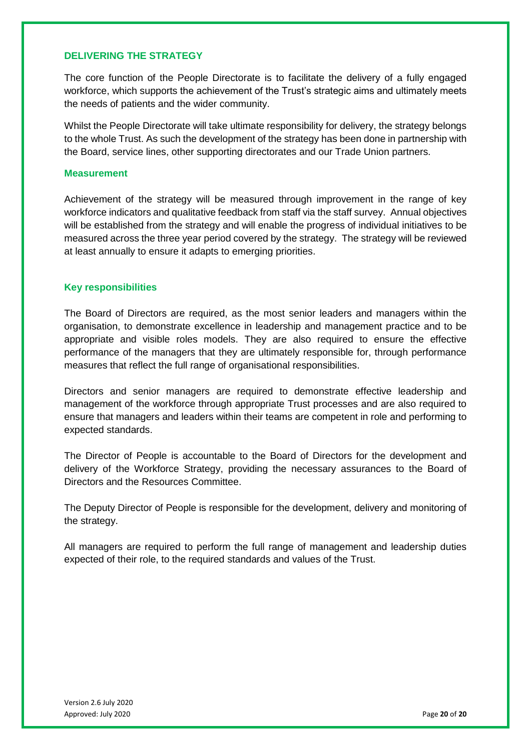## DELIVERING THE STRATEGY

The core function of the People Directorate is to facilitate the delivery of a fully engaged workforce, which supports the achievement of the Trust's strategic aims and ultimately meets the needs of patients and the wider community.

Whilst the People Directorate will take ultimate responsibility for delivery, the strategy belongs to the whole Trust. As such the development of the strategy has been done in partnership with the Board, service lines, other supporting directorates and our Trade Union partners.

### Measurement

Achievement of the strategy will be measured through improvement in the range of key workforce indicators and qualitative feedback from staff via the staff survey. Annual objectives will be established from the strategy and will enable the progress of individual initiatives to be measured across the three year period covered by the strategy. The strategy will be reviewed at least annually to ensure it adapts to emerging priorities.

### Key responsibilities

The Board of Directors are required, as the most senior leaders and managers within the organisation, to demonstrate excellence in leadership and management practice and to be appropriate and visible roles models. They are also required to ensure the effective performance of the managers that they are ultimately responsible for, through performance measures that reflect the full range of organisational responsibilities.

Directors and senior managers are required to demonstrate effective leadership and management of the workforce through appropriate Trust processes and are also required to ensure that managers and leaders within their teams are competent in role and performing to expected standards.

The Director of People is accountable to the Board of Directors for the development and delivery of the Workforce Strategy, providing the necessary assurances to the Board of Directors and the Resources Committee.

The Deputy Director of People is responsible for the development, delivery and monitoring of the strategy.

All managers are required to perform the full range of management and leadership duties expected of their role, to the required standards and values of the Trust.

Version 2.6 July 2020
Approved: July 2020